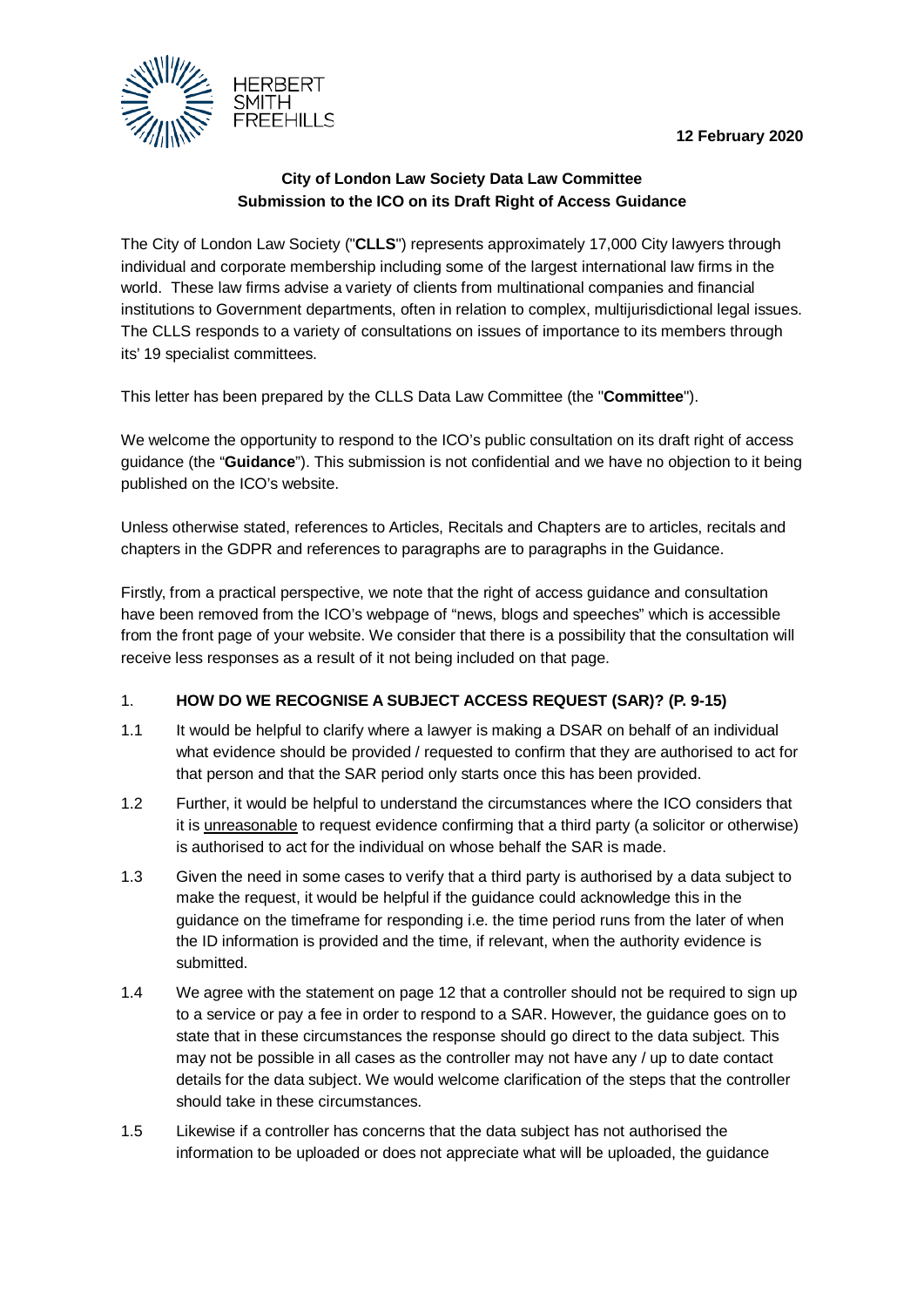HERBERT SMITH FREEHILLS

**12 February 2020**

**City of London Law Society Data Law Committee**
**Submission to the ICO on its Draft Right of Access Guidance**

The City of London Law Society ("**CLLS**") represents approximately 17,000 City lawyers through individual and corporate membership including some of the largest international law firms in the world. These law firms advise a variety of clients from multinational companies and financial institutions to Government departments, often in relation to complex, multijurisdictional legal issues. The CLLS responds to a variety of consultations on issues of importance to its members through its' 19 specialist committees.

This letter has been prepared by the CLLS Data Law Committee (the "**Committee**").

We welcome the opportunity to respond to the ICO's public consultation on its draft right of access guidance (the "**Guidance**"). This submission is not confidential and we have no objection to it being published on the ICO's website.

Unless otherwise stated, references to Articles, Recitals and Chapters are to articles, recitals and chapters in the GDPR and references to paragraphs are to paragraphs in the Guidance.

Firstly, from a practical perspective, we note that the right of access guidance and consultation have been removed from the ICO's webpage of "news, blogs and speeches" which is accessible from the front page of your website. We consider that there is a possibility that the consultation will receive less responses as a result of it not being included on that page.

1. **HOW DO WE RECOGNISE A SUBJECT ACCESS REQUEST (SAR)? (P. 9-15)**

1.1 It would be helpful to clarify where a lawyer is making a DSAR on behalf of an individual what evidence should be provided / requested to confirm that they are authorised to act for that person and that the SAR period only starts once this has been provided.

1.2 Further, it would be helpful to understand the circumstances where the ICO considers that it is <u>unreasonable</u> to request evidence confirming that a third party (a solicitor or otherwise) is authorised to act for the individual on whose behalf the SAR is made.

1.3 Given the need in some cases to verify that a third party is authorised by a data subject to make the request, it would be helpful if the guidance could acknowledge this in the guidance on the timeframe for responding i.e. the time period runs from the later of when the ID information is provided and the time, if relevant, when the authority evidence is submitted.

1.4 We agree with the statement on page 12 that a controller should not be required to sign up to a service or pay a fee in order to respond to a SAR. However, the guidance goes on to state that in these circumstances the response should go direct to the data subject. This may not be possible in all cases as the controller may not have any / up to date contact details for the data subject. We would welcome clarification of the steps that the controller should take in these circumstances.

1.5 Likewise if a controller has concerns that the data subject has not authorised the information to be uploaded or does not appreciate what will be uploaded, the guidance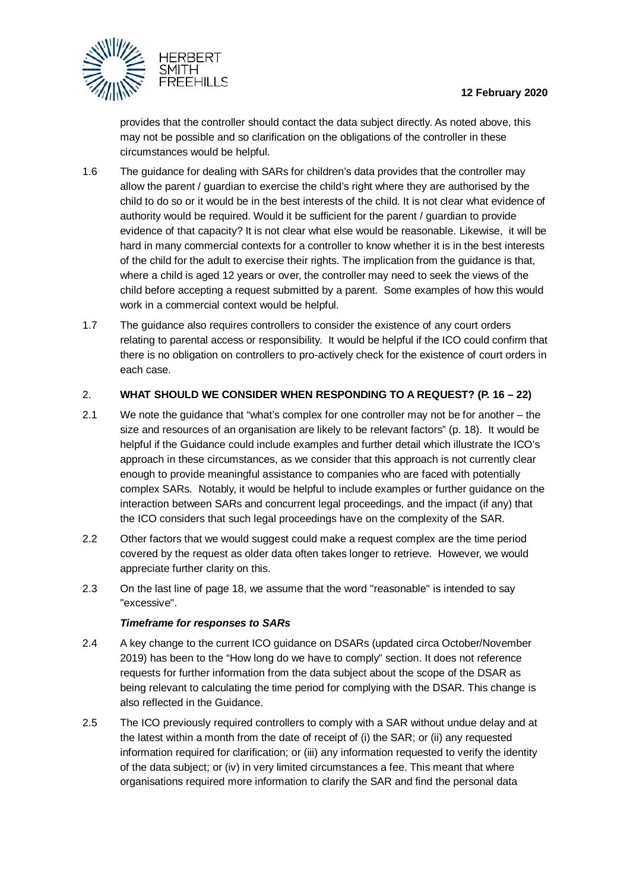provides that the controller should contact the data subject directly. As noted above, this may not be possible and so clarification on the obligations of the controller in these circumstances would be helpful.

1.6 The guidance for dealing with SARs for children's data provides that the controller may allow the parent / guardian to exercise the child's right where they are authorised by the child to do so or it would be in the best interests of the child. It is not clear what evidence of authority would be required. Would it be sufficient for the parent / guardian to provide evidence of that capacity? It is not clear what else would be reasonable. Likewise, it will be hard in many commercial contexts for a controller to know whether it is in the best interests of the child for the adult to exercise their rights. The implication from the guidance is that, where a child is aged 12 years or over, the controller may need to seek the views of the child before accepting a request submitted by a parent. Some examples of how this would work in a commercial context would be helpful.

1.7 The guidance also requires controllers to consider the existence of any court orders relating to parental access or responsibility. It would be helpful if the ICO could confirm that there is no obligation on controllers to pro-actively check for the existence of court orders in each case.

## 2. WHAT SHOULD WE CONSIDER WHEN RESPONDING TO A REQUEST? (P. 16 – 22)

2.1 We note the guidance that "what's complex for one controller may not be for another – the size and resources of an organisation are likely to be relevant factors" (p. 18). It would be helpful if the Guidance could include examples and further detail which illustrate the ICO's approach in these circumstances, as we consider that this approach is not currently clear enough to provide meaningful assistance to companies who are faced with potentially complex SARs. Notably, it would be helpful to include examples or further guidance on the interaction between SARs and concurrent legal proceedings, and the impact (if any) that the ICO considers that such legal proceedings have on the complexity of the SAR.

2.2 Other factors that we would suggest could make a request complex are the time period covered by the request as older data often takes longer to retrieve. However, we would appreciate further clarity on this.

2.3 On the last line of page 18, we assume that the word "reasonable" is intended to say "excessive".

***Timeframe for responses to SARs***

2.4 A key change to the current ICO guidance on DSARs (updated circa October/November 2019) has been to the "How long do we have to comply" section. It does not reference requests for further information from the data subject about the scope of the DSAR as being relevant to calculating the time period for complying with the DSAR. This change is also reflected in the Guidance.

2.5 The ICO previously required controllers to comply with a SAR without undue delay and at the latest within a month from the date of receipt of (i) the SAR; or (ii) any requested information required for clarification; or (iii) any information requested to verify the identity of the data subject; or (iv) in very limited circumstances a fee. This meant that where organisations required more information to clarify the SAR and find the personal data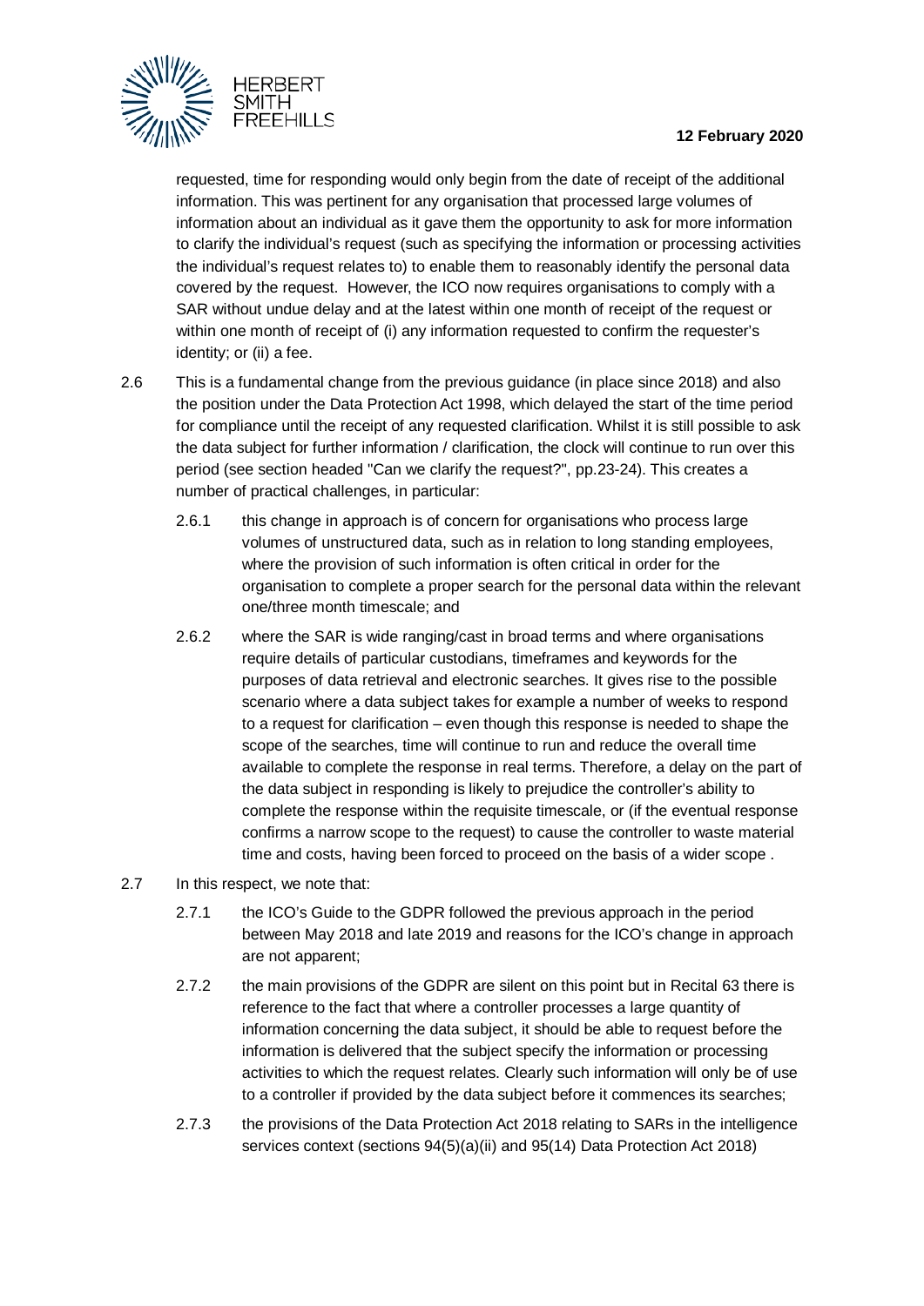requested, time for responding would only begin from the date of receipt of the additional information. This was pertinent for any organisation that processed large volumes of information about an individual as it gave them the opportunity to ask for more information to clarify the individual's request (such as specifying the information or processing activities the individual's request relates to) to enable them to reasonably identify the personal data covered by the request. However, the ICO now requires organisations to comply with a SAR without undue delay and at the latest within one month of receipt of the request or within one month of receipt of (i) any information requested to confirm the requester's identity; or (ii) a fee.

2.6 This is a fundamental change from the previous guidance (in place since 2018) and also the position under the Data Protection Act 1998, which delayed the start of the time period for compliance until the receipt of any requested clarification. Whilst it is still possible to ask the data subject for further information / clarification, the clock will continue to run over this period (see section headed "Can we clarify the request?", pp.23-24). This creates a number of practical challenges, in particular:

2.6.1 this change in approach is of concern for organisations who process large volumes of unstructured data, such as in relation to long standing employees, where the provision of such information is often critical in order for the organisation to complete a proper search for the personal data within the relevant one/three month timescale; and

2.6.2 where the SAR is wide ranging/cast in broad terms and where organisations require details of particular custodians, timeframes and keywords for the purposes of data retrieval and electronic searches. It gives rise to the possible scenario where a data subject takes for example a number of weeks to respond to a request for clarification – even though this response is needed to shape the scope of the searches, time will continue to run and reduce the overall time available to complete the response in real terms. Therefore, a delay on the part of the data subject in responding is likely to prejudice the controller's ability to complete the response within the requisite timescale, or (if the eventual response confirms a narrow scope to the request) to cause the controller to waste material time and costs, having been forced to proceed on the basis of a wider scope .

2.7 In this respect, we note that:

2.7.1 the ICO's Guide to the GDPR followed the previous approach in the period between May 2018 and late 2019 and reasons for the ICO's change in approach are not apparent;

2.7.2 the main provisions of the GDPR are silent on this point but in Recital 63 there is reference to the fact that where a controller processes a large quantity of information concerning the data subject, it should be able to request before the information is delivered that the subject specify the information or processing activities to which the request relates. Clearly such information will only be of use to a controller if provided by the data subject before it commences its searches;

2.7.3 the provisions of the Data Protection Act 2018 relating to SARs in the intelligence services context (sections 94(5)(a)(ii) and 95(14) Data Protection Act 2018)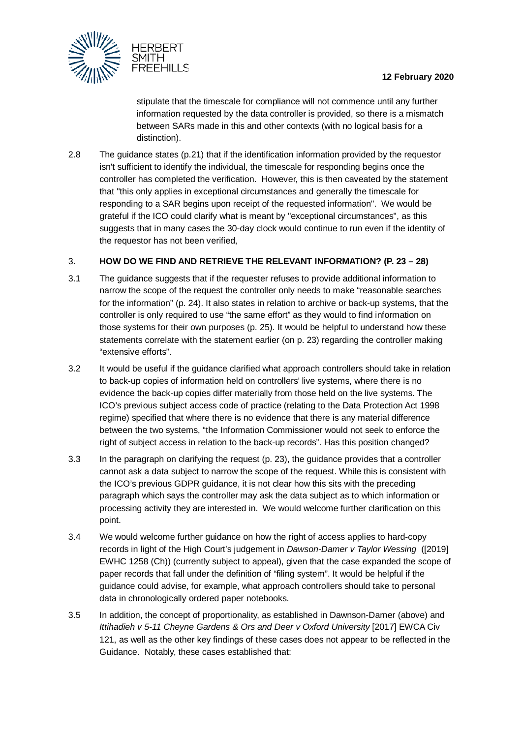stipulate that the timescale for compliance will not commence until any further information requested by the data controller is provided, so there is a mismatch between SARs made in this and other contexts (with no logical basis for a distinction).

2.8 The guidance states (p.21) that if the identification information provided by the requestor isn't sufficient to identify the individual, the timescale for responding begins once the controller has completed the verification. However, this is then caveated by the statement that "this only applies in exceptional circumstances and generally the timescale for responding to a SAR begins upon receipt of the requested information". We would be grateful if the ICO could clarify what is meant by "exceptional circumstances", as this suggests that in many cases the 30-day clock would continue to run even if the identity of the requestor has not been verified,

## 3. HOW DO WE FIND AND RETRIEVE THE RELEVANT INFORMATION? (P. 23 – 28)

3.1 The guidance suggests that if the requester refuses to provide additional information to narrow the scope of the request the controller only needs to make "reasonable searches for the information" (p. 24). It also states in relation to archive or back-up systems, that the controller is only required to use "the same effort" as they would to find information on those systems for their own purposes (p. 25). It would be helpful to understand how these statements correlate with the statement earlier (on p. 23) regarding the controller making "extensive efforts".

3.2 It would be useful if the guidance clarified what approach controllers should take in relation to back-up copies of information held on controllers' live systems, where there is no evidence the back-up copies differ materially from those held on the live systems. The ICO's previous subject access code of practice (relating to the Data Protection Act 1998 regime) specified that where there is no evidence that there is any material difference between the two systems, "the Information Commissioner would not seek to enforce the right of subject access in relation to the back-up records". Has this position changed?

3.3 In the paragraph on clarifying the request (p. 23), the guidance provides that a controller cannot ask a data subject to narrow the scope of the request. While this is consistent with the ICO's previous GDPR guidance, it is not clear how this sits with the preceding paragraph which says the controller may ask the data subject as to which information or processing activity they are interested in. We would welcome further clarification on this point.

3.4 We would welcome further guidance on how the right of access applies to hard-copy records in light of the High Court's judgement in *Dawson-Damer v Taylor Wessing* ([2019] EWHC 1258 (Ch)) (currently subject to appeal), given that the case expanded the scope of paper records that fall under the definition of "filing system". It would be helpful if the guidance could advise, for example, what approach controllers should take to personal data in chronologically ordered paper notebooks.

3.5 In addition, the concept of proportionality, as established in Dawnson-Damer (above) and *Ittihadieh v 5-11 Cheyne Gardens & Ors and Deer v Oxford University* [2017] EWCA Civ 121, as well as the other key findings of these cases does not appear to be reflected in the Guidance. Notably, these cases established that: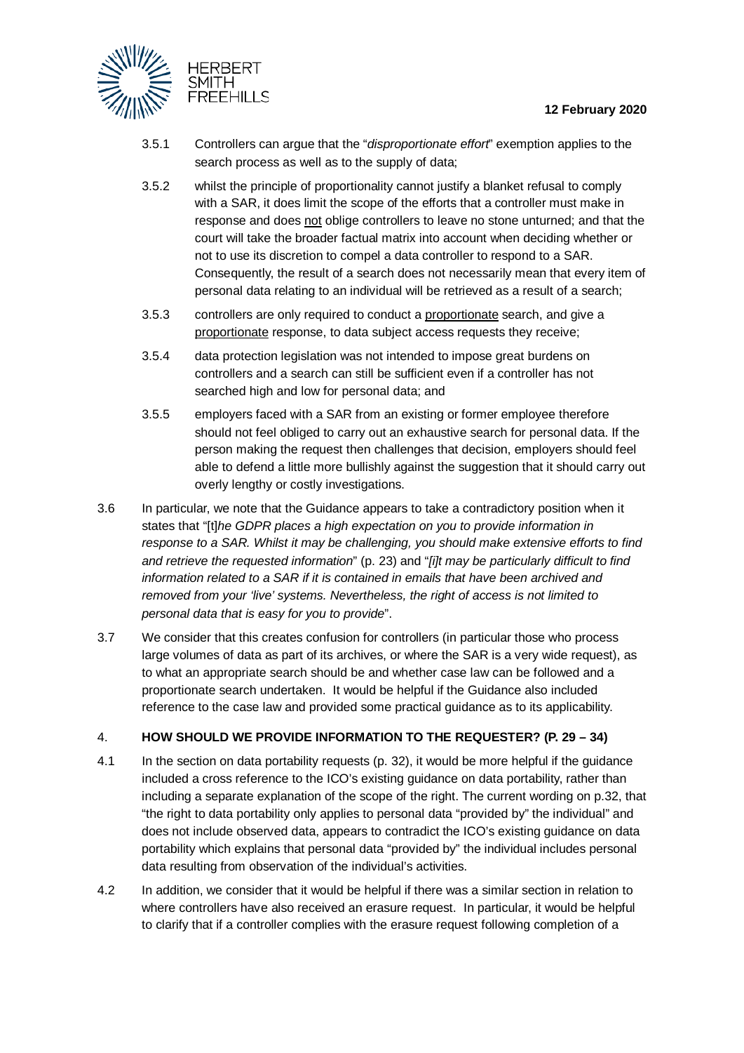3.5.1 Controllers can argue that the "*disproportionate effort*" exemption applies to the search process as well as to the supply of data;

3.5.2 whilst the principle of proportionality cannot justify a blanket refusal to comply with a SAR, it does limit the scope of the efforts that a controller must make in response and does not oblige controllers to leave no stone unturned; and that the court will take the broader factual matrix into account when deciding whether or not to use its discretion to compel a data controller to respond to a SAR. Consequently, the result of a search does not necessarily mean that every item of personal data relating to an individual will be retrieved as a result of a search;

3.5.3 controllers are only required to conduct a proportionate search, and give a proportionate response, to data subject access requests they receive;

3.5.4 data protection legislation was not intended to impose great burdens on controllers and a search can still be sufficient even if a controller has not searched high and low for personal data; and

3.5.5 employers faced with a SAR from an existing or former employee therefore should not feel obliged to carry out an exhaustive search for personal data. If the person making the request then challenges that decision, employers should feel able to defend a little more bullishly against the suggestion that it should carry out overly lengthy or costly investigations.

3.6 In particular, we note that the Guidance appears to take a contradictory position when it states that "[t]*he GDPR places a high expectation on you to provide information in response to a SAR. Whilst it may be challenging, you should make extensive efforts to find and retrieve the requested information*" (p. 23) and "*[i]t may be particularly difficult to find information related to a SAR if it is contained in emails that have been archived and removed from your 'live' systems. Nevertheless, the right of access is not limited to personal data that is easy for you to provide*".

3.7 We consider that this creates confusion for controllers (in particular those who process large volumes of data as part of its archives, or where the SAR is a very wide request), as to what an appropriate search should be and whether case law can be followed and a proportionate search undertaken. It would be helpful if the Guidance also included reference to the case law and provided some practical guidance as to its applicability.

## 4. HOW SHOULD WE PROVIDE INFORMATION TO THE REQUESTER? (P. 29 – 34)

4.1 In the section on data portability requests (p. 32), it would be more helpful if the guidance included a cross reference to the ICO's existing guidance on data portability, rather than including a separate explanation of the scope of the right. The current wording on p.32, that "the right to data portability only applies to personal data "provided by" the individual" and does not include observed data, appears to contradict the ICO's existing guidance on data portability which explains that personal data "provided by" the individual includes personal data resulting from observation of the individual's activities.

4.2 In addition, we consider that it would be helpful if there was a similar section in relation to where controllers have also received an erasure request. In particular, it would be helpful to clarify that if a controller complies with the erasure request following completion of a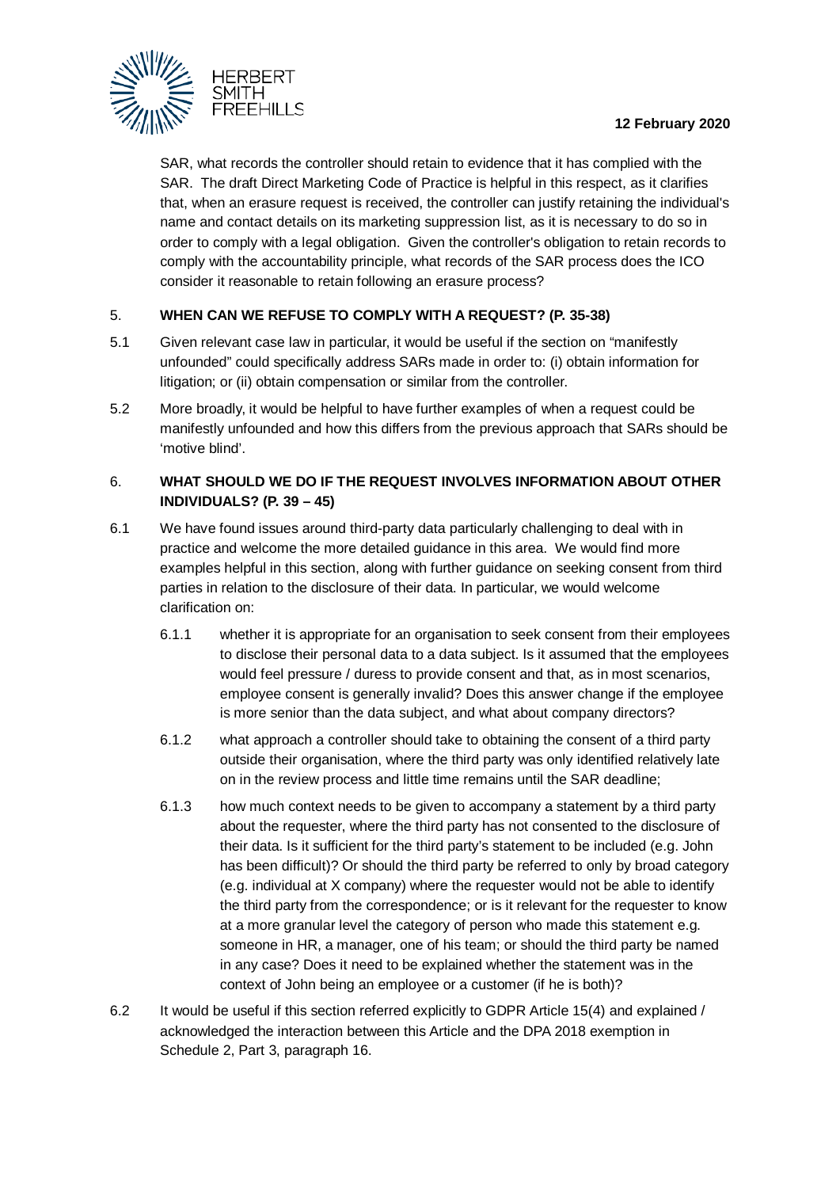SAR, what records the controller should retain to evidence that it has complied with the SAR. The draft Direct Marketing Code of Practice is helpful in this respect, as it clarifies that, when an erasure request is received, the controller can justify retaining the individual's name and contact details on its marketing suppression list, as it is necessary to do so in order to comply with a legal obligation. Given the controller's obligation to retain records to comply with the accountability principle, what records of the SAR process does the ICO consider it reasonable to retain following an erasure process?

## 5. WHEN CAN WE REFUSE TO COMPLY WITH A REQUEST? (P. 35-38)

5.1 Given relevant case law in particular, it would be useful if the section on "manifestly unfounded" could specifically address SARs made in order to: (i) obtain information for litigation; or (ii) obtain compensation or similar from the controller.

5.2 More broadly, it would be helpful to have further examples of when a request could be manifestly unfounded and how this differs from the previous approach that SARs should be 'motive blind'.

## 6. WHAT SHOULD WE DO IF THE REQUEST INVOLVES INFORMATION ABOUT OTHER INDIVIDUALS? (P. 39 – 45)

6.1 We have found issues around third-party data particularly challenging to deal with in practice and welcome the more detailed guidance in this area. We would find more examples helpful in this section, along with further guidance on seeking consent from third parties in relation to the disclosure of their data. In particular, we would welcome clarification on:

6.1.1 whether it is appropriate for an organisation to seek consent from their employees to disclose their personal data to a data subject. Is it assumed that the employees would feel pressure / duress to provide consent and that, as in most scenarios, employee consent is generally invalid? Does this answer change if the employee is more senior than the data subject, and what about company directors?

6.1.2 what approach a controller should take to obtaining the consent of a third party outside their organisation, where the third party was only identified relatively late on in the review process and little time remains until the SAR deadline;

6.1.3 how much context needs to be given to accompany a statement by a third party about the requester, where the third party has not consented to the disclosure of their data. Is it sufficient for the third party's statement to be included (e.g. John has been difficult)? Or should the third party be referred to only by broad category (e.g. individual at X company) where the requester would not be able to identify the third party from the correspondence; or is it relevant for the requester to know at a more granular level the category of person who made this statement e.g. someone in HR, a manager, one of his team; or should the third party be named in any case? Does it need to be explained whether the statement was in the context of John being an employee or a customer (if he is both)?

6.2 It would be useful if this section referred explicitly to GDPR Article 15(4) and explained / acknowledged the interaction between this Article and the DPA 2018 exemption in Schedule 2, Part 3, paragraph 16.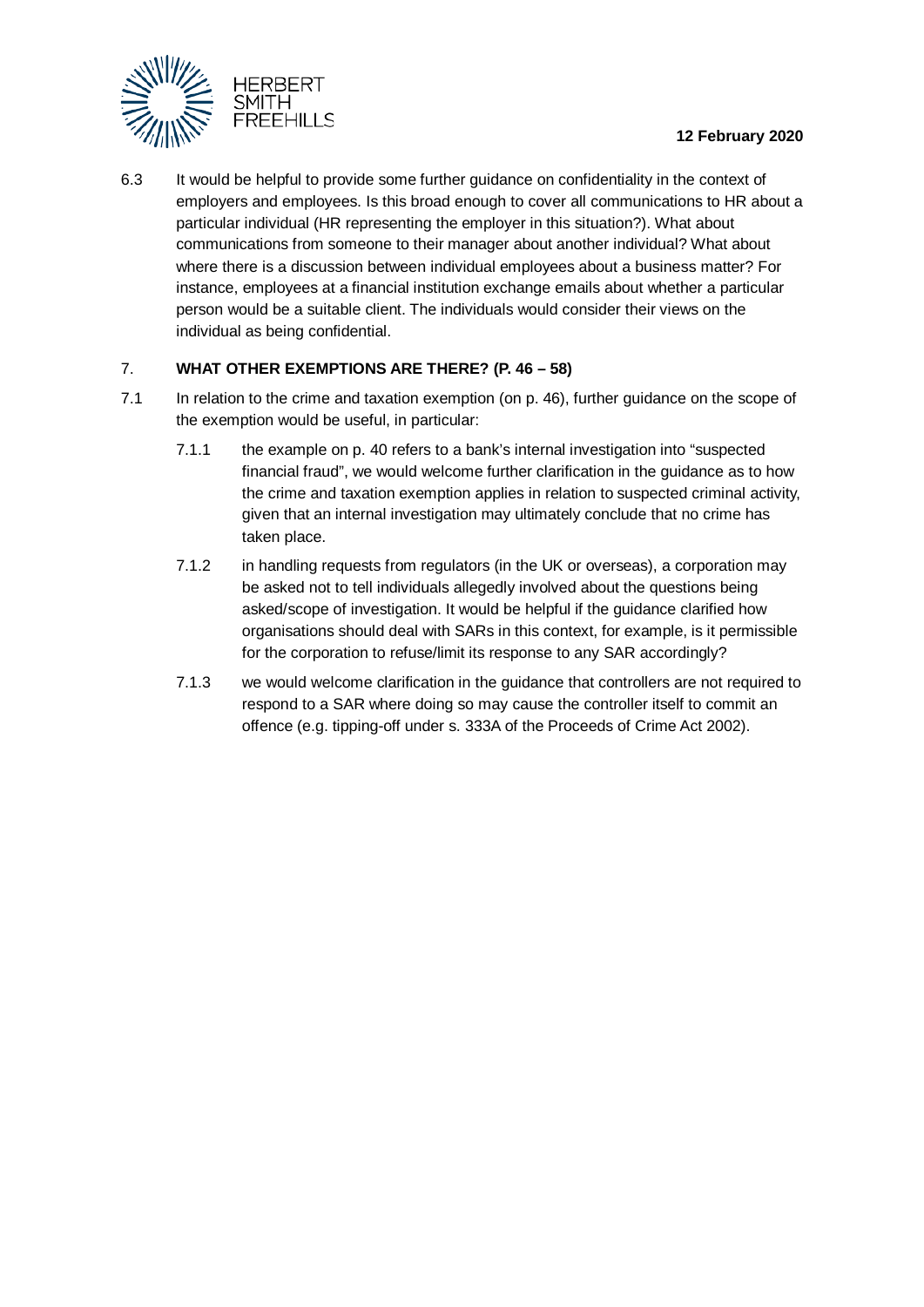6.3 It would be helpful to provide some further guidance on confidentiality in the context of employers and employees. Is this broad enough to cover all communications to HR about a particular individual (HR representing the employer in this situation?). What about communications from someone to their manager about another individual? What about where there is a discussion between individual employees about a business matter? For instance, employees at a financial institution exchange emails about whether a particular person would be a suitable client. The individuals would consider their views on the individual as being confidential.

## 7. WHAT OTHER EXEMPTIONS ARE THERE? (P. 46 – 58)

7.1 In relation to the crime and taxation exemption (on p. 46), further guidance on the scope of the exemption would be useful, in particular:

7.1.1 the example on p. 40 refers to a bank's internal investigation into "suspected financial fraud", we would welcome further clarification in the guidance as to how the crime and taxation exemption applies in relation to suspected criminal activity, given that an internal investigation may ultimately conclude that no crime has taken place.

7.1.2 in handling requests from regulators (in the UK or overseas), a corporation may be asked not to tell individuals allegedly involved about the questions being asked/scope of investigation. It would be helpful if the guidance clarified how organisations should deal with SARs in this context, for example, is it permissible for the corporation to refuse/limit its response to any SAR accordingly?

7.1.3 we would welcome clarification in the guidance that controllers are not required to respond to a SAR where doing so may cause the controller itself to commit an offence (e.g. tipping-off under s. 333A of the Proceeds of Crime Act 2002).